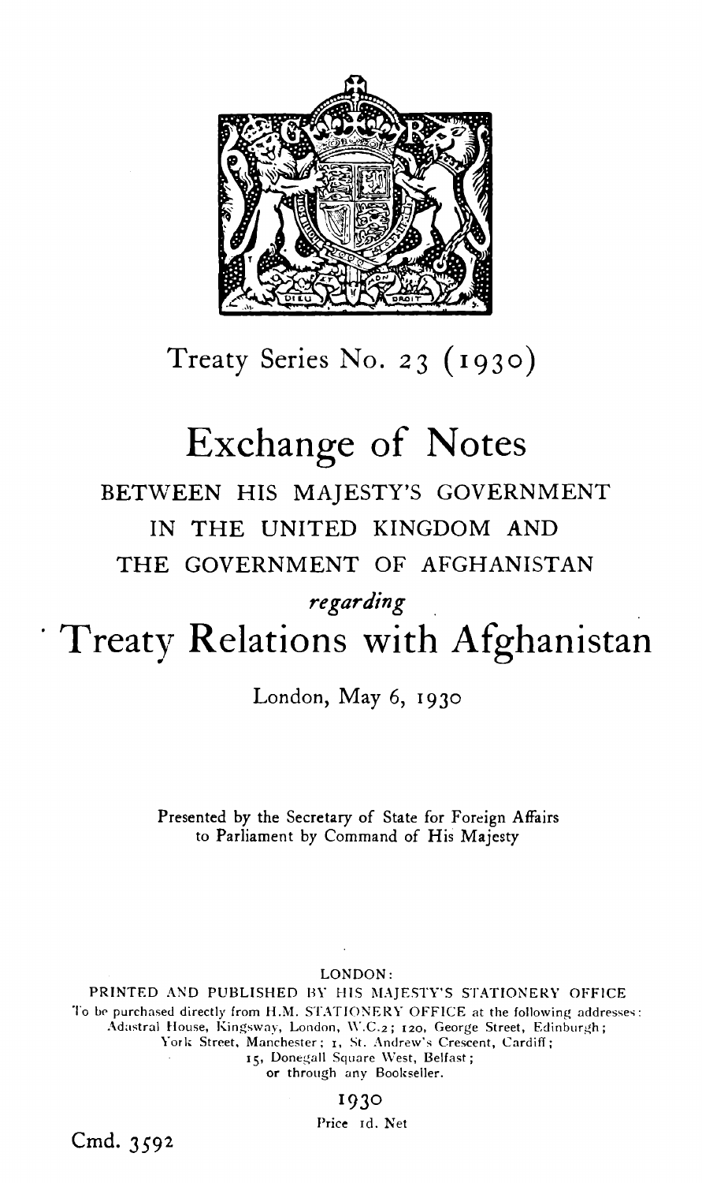Treaty Series No. 23 (1930)

# Exchange of Notes

## BETWEEN HIS MAJESTY'S GOVERNMENT IN THE UNITED KINGDOM AND THE GOVERNMENT OF AFGHANISTAN

*regarding*

# Treaty Relations with Afghanistan

London, May 6, 1930

Presented by the Secretary of State for Foreign Affairs to Parliament by Command of His Majesty

LONDON:
PRINTED AND PUBLISHED BY HIS MAJESTY'S STATIONERY OFFICE
To be purchased directly from H.M. STATIONERY OFFICE at the following addresses:
Adastral House, Kingsway, London, W.C.2; 120, George Street, Edinburgh;
York Street, Manchester; 1, St. Andrew's Crescent, Cardiff;
15, Donegall Square West, Belfast;
or through any Bookseller.

1930

Price 1d. Net

Cmd. 3592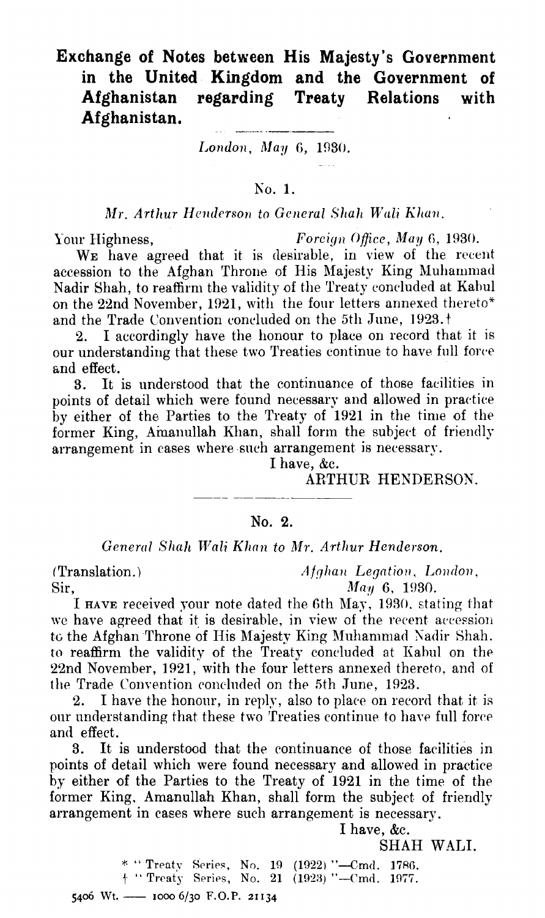# Exchange of Notes between His Majesty's Government in the United Kingdom and the Government of Afghanistan regarding Treaty Relations with Afghanistan.

*London, May 6, 1930.*

## No. 1.

*Mr. Arthur Henderson to General Shah Wali Khan.*

Your Highness, *Foreign Office, May 6, 1930.*

We have agreed that it is desirable, in view of the recent accession to the Afghan Throne of His Majesty King Muhammad Nadir Shah, to reaffirm the validity of the Treaty concluded at Kabul on the 22nd November, 1921, with the four letters annexed thereto* and the Trade Convention concluded on the 5th June, 1923.†

2. I accordingly have the honour to place on record that it is our understanding that these two Treaties continue to have full force and effect.

3. It is understood that the continuance of those facilities in points of detail which were found necessary and allowed in practice by either of the Parties to the Treaty of 1921 in the time of the former King, Amanullah Khan, shall form the subject of friendly arrangement in cases where such arrangement is necessary.

I have, &c.

ARTHUR HENDERSON.

## No. 2.

*General Shah Wali Khan to Mr. Arthur Henderson.*

(Translation.) *Afghan Legation, London,*
Sir, *May 6, 1930.*

I have received your note dated the 6th May, 1930, stating that we have agreed that it is desirable, in view of the recent accession to the Afghan Throne of His Majesty King Muhammad Nadir Shah, to reaffirm the validity of the Treaty concluded at Kabul on the 22nd November, 1921, with the four letters annexed thereto, and of the Trade Convention concluded on the 5th June, 1923.

2. I have the honour, in reply, also to place on record that it is our understanding that these two Treaties continue to have full force and effect.

3. It is understood that the continuance of those facilities in points of detail which were found necessary and allowed in practice by either of the Parties to the Treaty of 1921 in the time of the former King, Amanullah Khan, shall form the subject of friendly arrangement in cases where such arrangement is necessary.

I have, &c.

SHAH WALI.

\* "Treaty Series, No. 19 (1922)"—Cmd. 1786.

† "Treaty Series, No. 21 (1923)"—Cmd. 1977.

5406 Wt. —— 1000 6/30 F.O.P. 21134